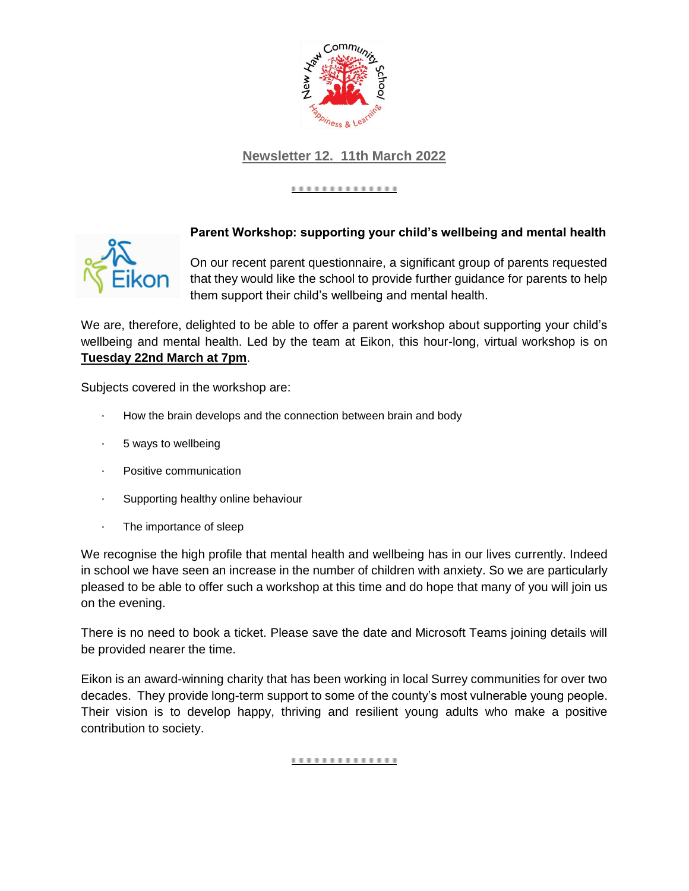## Newsletter 12. 11th March 2022

### Parent Workshop: supporting your child's wellbeing and mental health

On our recent parent questionnaire, a significant group of parents requested that they would like the school to provide further guidance for parents to help them support their child's wellbeing and mental health.

We are, therefore, delighted to be able to offer a parent workshop about supporting your child's wellbeing and mental health. Led by the team at Eikon, this hour-long, virtual workshop is on **Tuesday 22nd March at 7pm**.

Subjects covered in the workshop are:

- How the brain develops and the connection between brain and body
- 5 ways to wellbeing
- Positive communication
- Supporting healthy online behaviour
- The importance of sleep

We recognise the high profile that mental health and wellbeing has in our lives currently. Indeed in school we have seen an increase in the number of children with anxiety. So we are particularly pleased to be able to offer such a workshop at this time and do hope that many of you will join us on the evening.

There is no need to book a ticket. Please save the date and Microsoft Teams joining details will be provided nearer the time.

Eikon is an award-winning charity that has been working in local Surrey communities for over two decades. They provide long-term support to some of the county's most vulnerable young people. Their vision is to develop happy, thriving and resilient young adults who make a positive contribution to society.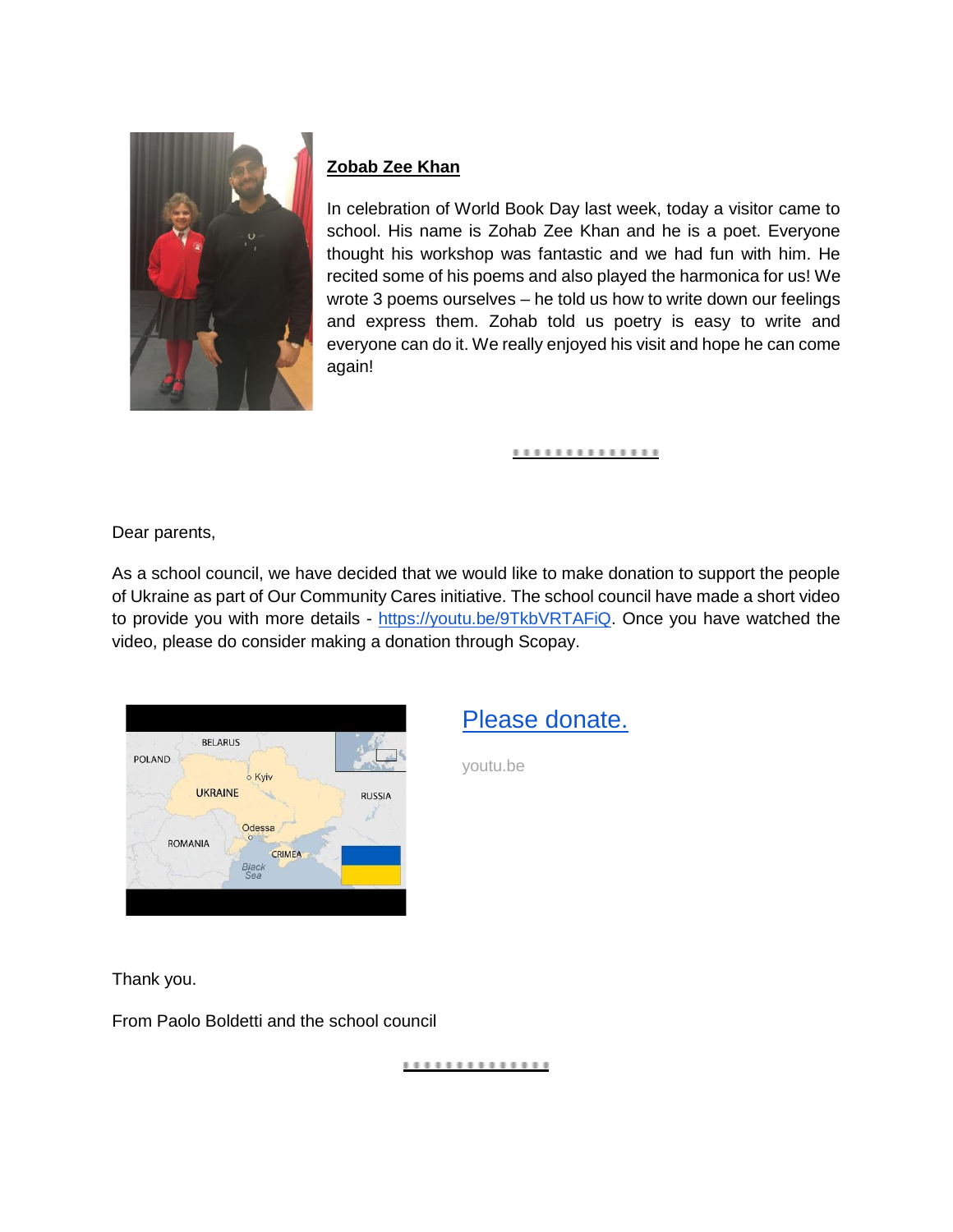**Zobab Zee Khan**

In celebration of World Book Day last week, today a visitor came to school. His name is Zohab Zee Khan and he is a poet. Everyone thought his workshop was fantastic and we had fun with him. He recited some of his poems and also played the harmonica for us! We wrote 3 poems ourselves – he told us how to write down our feelings and express them. Zohab told us poetry is easy to write and everyone can do it. We really enjoyed his visit and hope he can come again!

Dear parents,

As a school council, we have decided that we would like to make donation to support the people of Ukraine as part of Our Community Cares initiative. The school council have made a short video to provide you with more details - https://youtu.be/9TkbVRTAFiQ. Once you have watched the video, please do consider making a donation through Scopay.

[Please donate.](https://youtu.be/9TkbVRTAFiQ)

youtu.be

Thank you.

From Paolo Boldetti and the school council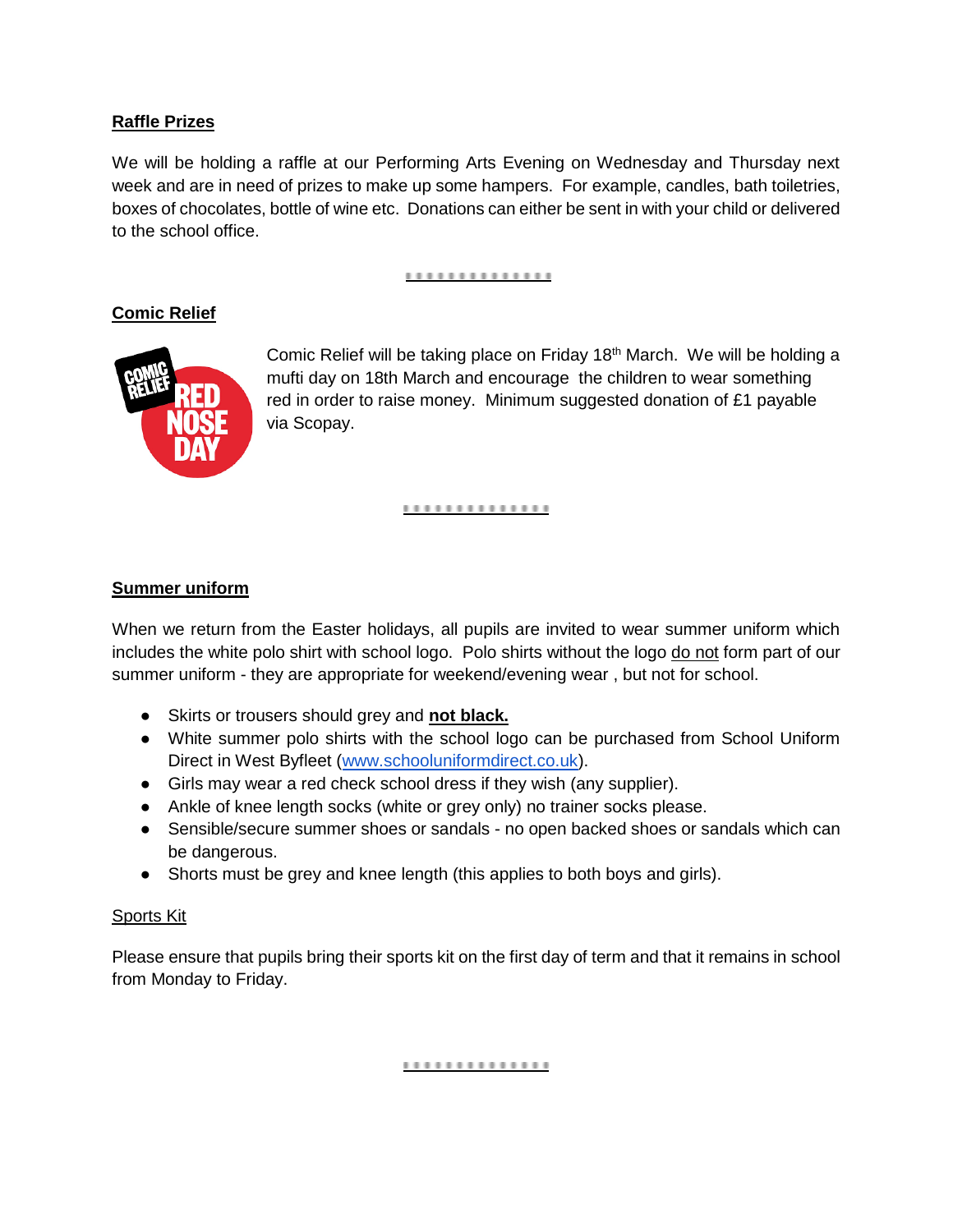## Raffle Prizes

We will be holding a raffle at our Performing Arts Evening on Wednesday and Thursday next week and are in need of prizes to make up some hampers. For example, candles, bath toiletries, boxes of chocolates, bottle of wine etc. Donations can either be sent in with your child or delivered to the school office.

## Comic Relief

Comic Relief will be taking place on Friday 18th March. We will be holding a mufti day on 18th March and encourage the children to wear something red in order to raise money. Minimum suggested donation of £1 payable via Scopay.

## Summer uniform

When we return from the Easter holidays, all pupils are invited to wear summer uniform which includes the white polo shirt with school logo. Polo shirts without the logo do not form part of our summer uniform - they are appropriate for weekend/evening wear , but not for school.

- Skirts or trousers should grey and **not black.**
- White summer polo shirts with the school logo can be purchased from School Uniform Direct in West Byfleet (www.schooluniformdirect.co.uk).
- Girls may wear a red check school dress if they wish (any supplier).
- Ankle of knee length socks (white or grey only) no trainer socks please.
- Sensible/secure summer shoes or sandals - no open backed shoes or sandals which can be dangerous.
- Shorts must be grey and knee length (this applies to both boys and girls).

### Sports Kit

Please ensure that pupils bring their sports kit on the first day of term and that it remains in school from Monday to Friday.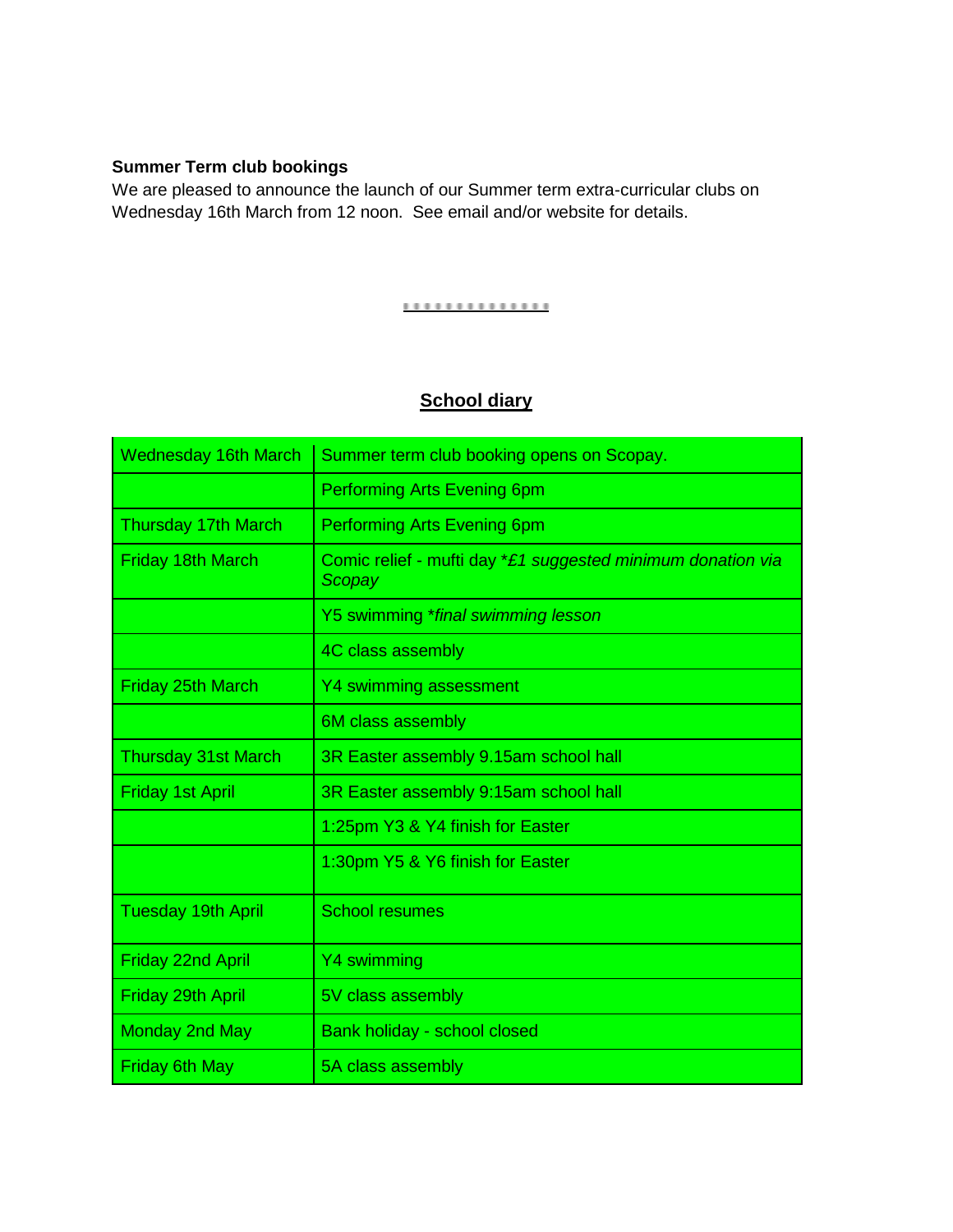**Summer Term club bookings**
We are pleased to announce the launch of our Summer term extra-curricular clubs on Wednesday 16th March from 12 noon. See email and/or website for details.

## School diary

| | |
|---|---|
| Wednesday 16th March | Summer term club booking opens on Scopay. |
| | Performing Arts Evening 6pm |
| Thursday 17th March | Performing Arts Evening 6pm |
| Friday 18th March | Comic relief - mufti day **£1 suggested minimum donation via Scopay* |
| | Y5 swimming **final swimming lesson* |
| | 4C class assembly |
| Friday 25th March | Y4 swimming assessment |
| | 6M class assembly |
| Thursday 31st March | 3R Easter assembly 9.15am school hall |
| Friday 1st April | 3R Easter assembly 9:15am school hall |
| | 1:25pm Y3 & Y4 finish for Easter |
| | 1:30pm Y5 & Y6 finish for Easter |
| Tuesday 19th April | School resumes |
| Friday 22nd April | Y4 swimming |
| Friday 29th April | 5V class assembly |
| Monday 2nd May | Bank holiday - school closed |
| Friday 6th May | 5A class assembly |